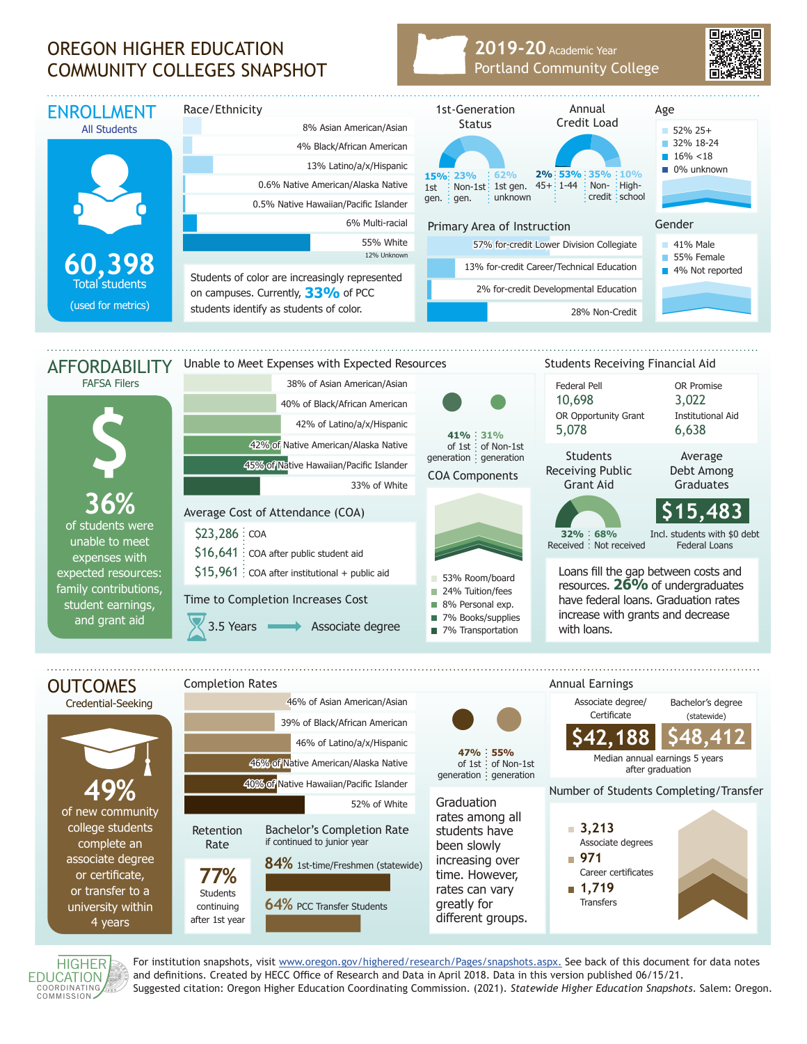# OREGON HIGHER EDUCATION COMMUNITY COLLEGES SNAPSHOT

**2019-20** Academic Year
Portland Community College

## ENROLLMENT

All Students

**60,398**
Total students
(used for metrics)

### Race/Ethnicity

- 8% Asian American/Asian
- 4% Black/African American
- 13% Latino/a/x/Hispanic
- 0.6% Native American/Alaska Native
- 0.5% Native Hawaiian/Pacific Islander
- 6% Multi-racial
- 55% White
- 12% Unknown

Students of color are increasingly represented on campuses. Currently, **33%** of PCC students identify as students of color.

### 1st-Generation Status

- 15% 1st gen.
- 23% Non-1st gen.
- 62% 1st gen. unknown

### Annual Credit Load

- 2% 45+
- 53% 1-44
- 35% Non-credit
- 10% High-school

### Age

- 52% 25+
- 32% 18-24
- 16% <18
- 0% unknown

### Primary Area of Instruction

- 57% for-credit Lower Division Collegiate
- 13% for-credit Career/Technical Education
- 2% for-credit Developmental Education
- 28% Non-Credit

### Gender

- 41% Male
- 55% Female
- 4% Not reported

## AFFORDABILITY

FAFSA Filers

**36%** of students were unable to meet expenses with expected resources: family contributions, student earnings, and grant aid

### Unable to Meet Expenses with Expected Resources

- 38% of Asian American/Asian
- 40% of Black/African American
- 42% of Latino/a/x/Hispanic
- 42% of Native American/Alaska Native
- 45% of Native Hawaiian/Pacific Islander
- 33% of White

41% of 1st generation | 31% of Non-1st generation

### Average Cost of Attendance (COA)

- $23,286 COA
- $16,641 COA after public student aid
- $15,961 COA after institutional + public aid

### COA Components

- 53% Room/board
- 24% Tuition/fees
- 8% Personal exp.
- 7% Books/supplies
- 7% Transportation

### Time to Completion Increases Cost

3.5 Years → Associate degree

### Students Receiving Financial Aid

| Federal Pell | OR Promise |
|---|---|
| 10,698 | 3,022 |
| **OR Opportunity Grant** | **Institutional Aid** |
| 5,078 | 6,638 |

### Students Receiving Public Grant Aid

32% Received | 68% Not received

### Average Debt Among Graduates

**$15,483**
Incl. students with $0 debt Federal Loans

Loans fill the gap between costs and resources. **26%** of undergraduates have federal loans. Graduation rates increase with grants and decrease with loans.

## OUTCOMES

Credential-Seeking

**49%** of new community college students complete an associate degree or certificate, or transfer to a university within 4 years

### Completion Rates

- 46% of Asian American/Asian
- 39% of Black/African American
- 46% of Latino/a/x/Hispanic
- 46% of Native American/Alaska Native
- 40% of Native Hawaiian/Pacific Islander
- 52% of White

47% of 1st generation | 55% of Non-1st generation

Graduation rates among all students have been slowly increasing over time. However, rates can vary greatly for different groups.

### Retention Rate

**77%** Students continuing after 1st year

### Bachelor's Completion Rate

if continued to junior year

- **84%** 1st-time/Freshmen (statewide)
- **64%** PCC Transfer Students

### Annual Earnings

| Associate degree/ Certificate | Bachelor's degree (statewide) |
|---|---|
| $42,188 | $48,412 |

Median annual earnings 5 years after graduation

### Number of Students Completing/Transfer

- **3,213** Associate degrees
- **971** Career certificates
- **1,719** Transfers

HIGHER EDUCATION COORDINATING COMMISSION

For institution snapshots, visit www.oregon.gov/highered/research/Pages/snapshots.aspx. See back of this document for data notes and definitions. Created by HECC Office of Research and Data in April 2018. Data in this version published 06/15/21.
Suggested citation: Oregon Higher Education Coordinating Commission. (2021). *Statewide Higher Education Snapshots*. Salem: Oregon.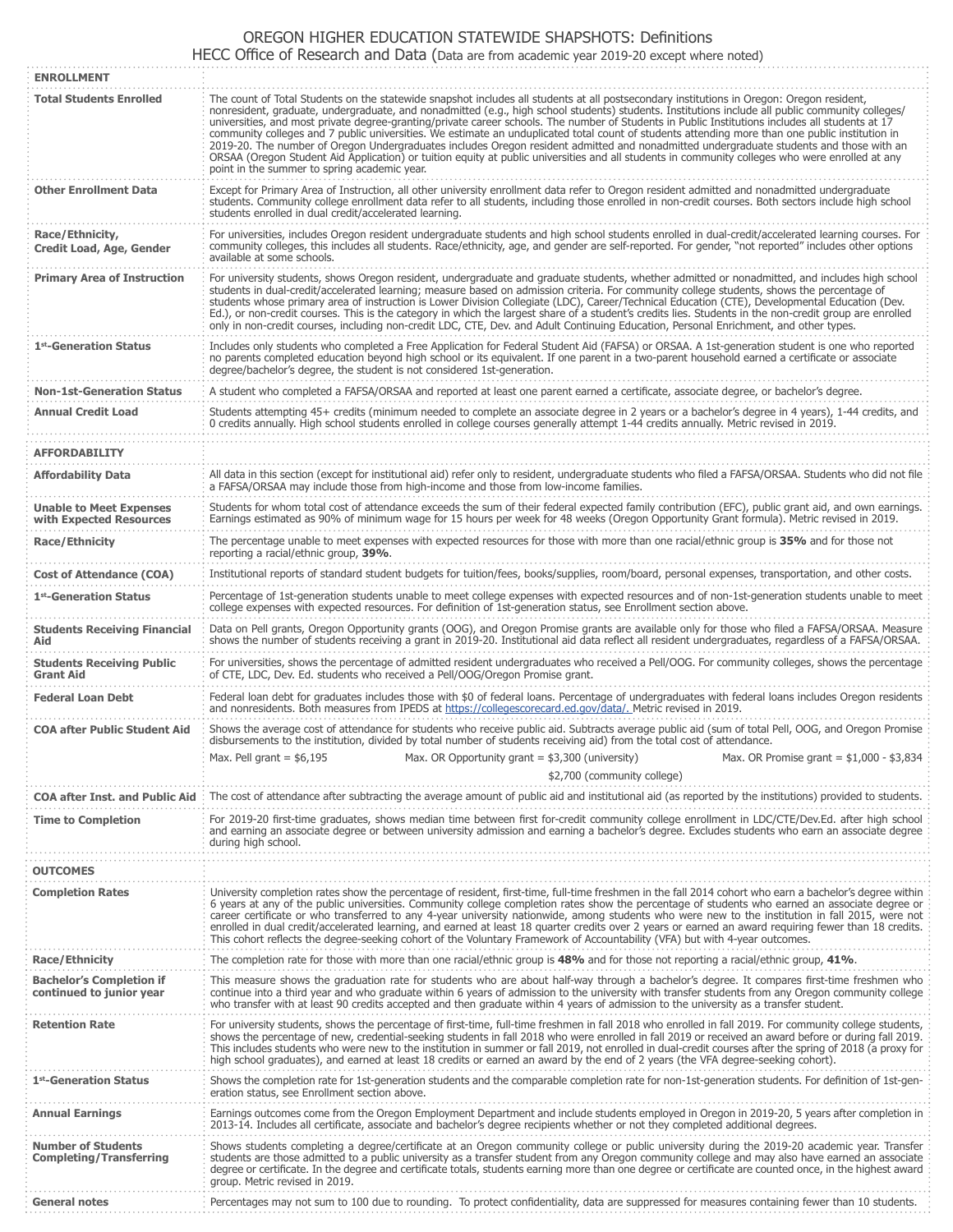# OREGON HIGHER EDUCATION STATEWIDE SHAPSHOTS: Definitions

## HECC Office of Research and Data (Data are from academic year 2019-20 except where noted)

| | |
|---|---|
| **ENROLLMENT** | |
| **Total Students Enrolled** | The count of Total Students on the statewide snapshot includes all students at all postsecondary institutions in Oregon: Oregon resident, nonresident, graduate, undergraduate, and nonadmitted (e.g., high school students) students. Institutions include all public community colleges/ universities, and most private degree-granting/private career schools. The number of Students in Public Institutions includes all students at 17 community colleges and 7 public universities. We estimate an unduplicated total count of students attending more than one public institution in 2019-20. The number of Oregon Undergraduates includes Oregon resident admitted and nonadmitted undergraduate students and those with an ORSAA (Oregon Student Aid Application) or tuition equity at public universities and all students in community colleges who were enrolled at any point in the summer to spring academic year. |
| **Other Enrollment Data** | Except for Primary Area of Instruction, all other university enrollment data refer to Oregon resident admitted and nonadmitted undergraduate students. Community college enrollment data refer to all students, including those enrolled in non-credit courses. Both sectors include high school students enrolled in dual credit/accelerated learning. |
| **Race/Ethnicity, Credit Load, Age, Gender** | For universities, includes Oregon resident undergraduate students and high school students enrolled in dual-credit/accelerated learning courses. For community colleges, this includes all students. Race/ethnicity, age, and gender are self-reported. For gender, "not reported" includes other options available at some schools. |
| **Primary Area of Instruction** | For university students, shows Oregon resident, undergraduate and graduate students, whether admitted or nonadmitted, and includes high school students in dual-credit/accelerated learning; measure based on admission criteria. For community college students, shows the percentage of students whose primary area of instruction is Lower Division Collegiate (LDC), Career/Technical Education (CTE), Developmental Education (Dev. Ed.), or non-credit courses. This is the category in which the largest share of a student's credits lies. Students in the non-credit group are enrolled only in non-credit courses, including non-credit LDC, CTE, Dev. and Adult Continuing Education, Personal Enrichment, and other types. |
| **1st-Generation Status** | Includes only students who completed a Free Application for Federal Student Aid (FAFSA) or ORSAA. A 1st-generation student is one who reported no parents completed education beyond high school or its equivalent. If one parent in a two-parent household earned a certificate or associate degree/bachelor's degree, the student is not considered 1st-generation. |
| **Non-1st-Generation Status** | A student who completed a FAFSA/ORSAA and reported at least one parent earned a certificate, associate degree, or bachelor's degree. |
| **Annual Credit Load** | Students attempting 45+ credits (minimum needed to complete an associate degree in 2 years or a bachelor's degree in 4 years), 1-44 credits, and 0 credits annually. High school students enrolled in college courses generally attempt 1-44 credits annually. Metric revised in 2019. |
| **AFFORDABILITY** | |
| **Affordability Data** | All data in this section (except for institutional aid) refer only to resident, undergraduate students who filed a FAFSA/ORSAA. Students who did not file a FAFSA/ORSAA may include those from high-income and those from low-income families. |
| **Unable to Meet Expenses with Expected Resources** | Students for whom total cost of attendance exceeds the sum of their federal expected family contribution (EFC), public grant aid, and own earnings. Earnings estimated as 90% of minimum wage for 15 hours per week for 48 weeks (Oregon Opportunity Grant formula). Metric revised in 2019. |
| **Race/Ethnicity** | The percentage unable to meet expenses with expected resources for those with more than one racial/ethnic group is **35%** and for those not reporting a racial/ethnic group, **39%**. |
| **Cost of Attendance (COA)** | Institutional reports of standard student budgets for tuition/fees, books/supplies, room/board, personal expenses, transportation, and other costs. |
| **1st-Generation Status** | Percentage of 1st-generation students unable to meet college expenses with expected resources and of non-1st-generation students unable to meet college expenses with expected resources. For definition of 1st-generation status, see Enrollment section above. |
| **Students Receiving Financial Aid** | Data on Pell grants, Oregon Opportunity grants (OOG), and Oregon Promise grants are available only for those who filed a FAFSA/ORSAA. Measure shows the number of students receiving a grant in 2019-20. Institutional aid data reflect all resident undergraduates, regardless of a FAFSA/ORSAA. |
| **Students Receiving Public Grant Aid** | For universities, shows the percentage of admitted resident undergraduates who received a Pell/OOG. For community colleges, shows the percentage of CTE, LDC, Dev. Ed. students who received a Pell/OOG/Oregon Promise grant. |
| **Federal Loan Debt** | Federal loan debt for graduates includes those with $0 of federal loans. Percentage of undergraduates with federal loans includes Oregon residents and nonresidents. Both measures from IPEDS at https://collegescorecard.ed.gov/data/. Metric revised in 2019. |
| **COA after Public Student Aid** | Shows the average cost of attendance for students who receive public aid. Subtracts average public aid (sum of total Pell, OOG, and Oregon Promise disbursements to the institution, divided by total number of students receiving aid) from the total cost of attendance. Max. Pell grant = $6,195; Max. OR Opportunity grant = $3,300 (university), $2,700 (community college); Max. OR Promise grant = $1,000 - $3,834 |
| **COA after Inst. and Public Aid** | The cost of attendance after subtracting the average amount of public aid and institutional aid (as reported by the institutions) provided to students. |
| **Time to Completion** | For 2019-20 first-time graduates, shows median time between first for-credit community college enrollment in LDC/CTE/Dev.Ed. after high school and earning an associate degree or between university admission and earning a bachelor's degree. Excludes students who earn an associate degree during high school. |
| **OUTCOMES** | |
| **Completion Rates** | University completion rates show the percentage of resident, first-time, full-time freshmen in the fall 2014 cohort who earn a bachelor's degree within 6 years at any of the public universities. Community college completion rates show the percentage of students who earned an associate degree or career certificate or who transferred to any 4-year university nationwide, among students who were new to the institution in fall 2015, were not enrolled in dual credit/accelerated learning, and earned at least 18 quarter credits over 2 years or earned an award requiring fewer than 18 credits. This cohort reflects the degree-seeking cohort of the Voluntary Framework of Accountability (VFA) but with 4-year outcomes. |
| **Race/Ethnicity** | The completion rate for those with more than one racial/ethnic group is **48%** and for those not reporting a racial/ethnic group, **41%**. |
| **Bachelor's Completion if continued to junior year** | This measure shows the graduation rate for students who are about half-way through a bachelor's degree. It compares first-time freshmen who continue into a third year and who graduate within 6 years of admission to the university with transfer students from any Oregon community college who transfer with at least 90 credits accepted and then graduate within 4 years of admission to the university as a transfer student. |
| **Retention Rate** | For university students, shows the percentage of first-time, full-time freshmen in fall 2018 who enrolled in fall 2019. For community college students, shows the percentage of new, credential-seeking students in fall 2018 who were enrolled in fall 2019 or received an award before or during fall 2019. This includes students who were new to the institution in summer or fall 2019, not enrolled in dual-credit courses after the spring of 2018 (a proxy for high school graduates), and earned at least 18 credits or earned an award by the end of 2 years (the VFA degree-seeking cohort). |
| **1st-Generation Status** | Shows the completion rate for 1st-generation students and the comparable completion rate for non-1st-generation students. For definition of 1st-generation status, see Enrollment section above. |
| **Annual Earnings** | Earnings outcomes come from the Oregon Employment Department and include students employed in Oregon in 2019-20, 5 years after completion in 2013-14. Includes all certificate, associate and bachelor's degree recipients whether or not they completed additional degrees. |
| **Number of Students Completing/Transferring** | Shows students completing a degree/certificate at an Oregon community college or public university during the 2019-20 academic year. Transfer students are those admitted to a public university as a transfer student from any Oregon community college and may also have earned an associate degree or certificate. In the degree and certificate totals, students earning more than one degree or certificate are counted once, in the highest award group. Metric revised in 2019. |
| **General notes** | Percentages may not sum to 100 due to rounding. To protect confidentiality, data are suppressed for measures containing fewer than 10 students. |